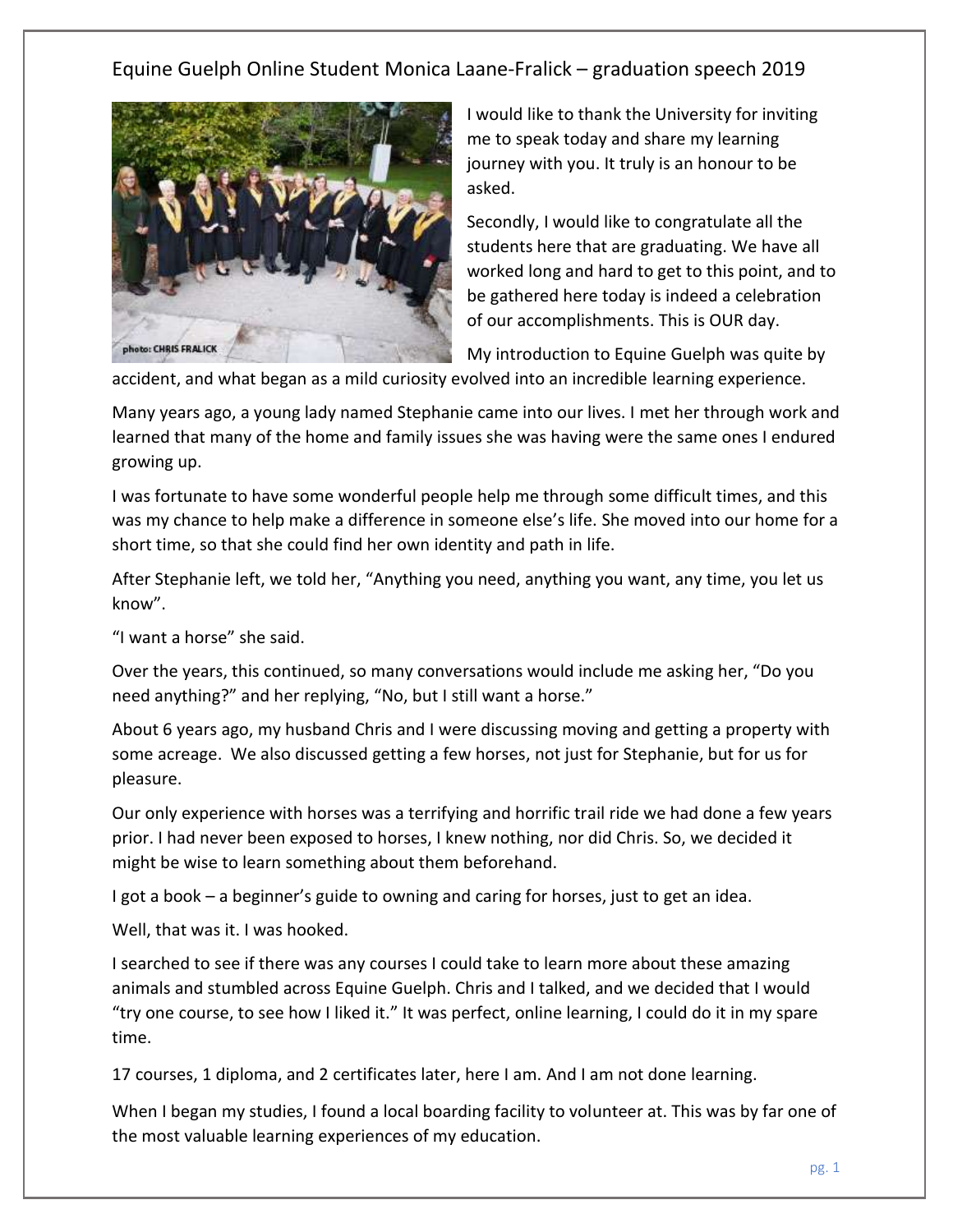# Equine Guelph Online Student Monica Laane-Fralick – graduation speech 2019

photo: CHRIS FRALICK

I would like to thank the University for inviting me to speak today and share my learning journey with you. It truly is an honour to be asked.

Secondly, I would like to congratulate all the students here that are graduating. We have all worked long and hard to get to this point, and to be gathered here today is indeed a celebration of our accomplishments. This is OUR day.

My introduction to Equine Guelph was quite by accident, and what began as a mild curiosity evolved into an incredible learning experience.

Many years ago, a young lady named Stephanie came into our lives. I met her through work and learned that many of the home and family issues she was having were the same ones I endured growing up.

I was fortunate to have some wonderful people help me through some difficult times, and this was my chance to help make a difference in someone else's life. She moved into our home for a short time, so that she could find her own identity and path in life.

After Stephanie left, we told her, "Anything you need, anything you want, any time, you let us know".

"I want a horse" she said.

Over the years, this continued, so many conversations would include me asking her, "Do you need anything?" and her replying, "No, but I still want a horse."

About 6 years ago, my husband Chris and I were discussing moving and getting a property with some acreage. We also discussed getting a few horses, not just for Stephanie, but for us for pleasure.

Our only experience with horses was a terrifying and horrific trail ride we had done a few years prior. I had never been exposed to horses, I knew nothing, nor did Chris. So, we decided it might be wise to learn something about them beforehand.

I got a book – a beginner's guide to owning and caring for horses, just to get an idea.

Well, that was it. I was hooked.

I searched to see if there was any courses I could take to learn more about these amazing animals and stumbled across Equine Guelph. Chris and I talked, and we decided that I would "try one course, to see how I liked it." It was perfect, online learning, I could do it in my spare time.

17 courses, 1 diploma, and 2 certificates later, here I am. And I am not done learning.

When I began my studies, I found a local boarding facility to volunteer at. This was by far one of the most valuable learning experiences of my education.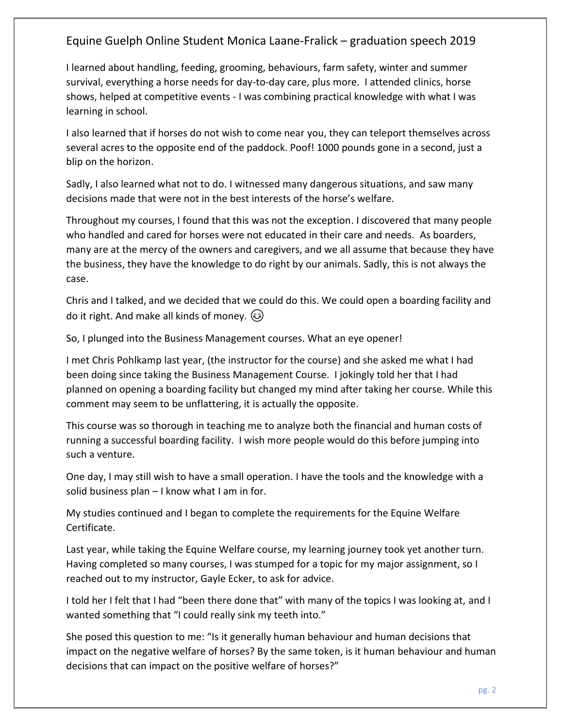I learned about handling, feeding, grooming, behaviours, farm safety, winter and summer survival, everything a horse needs for day-to-day care, plus more. I attended clinics, horse shows, helped at competitive events - I was combining practical knowledge with what I was learning in school.

I also learned that if horses do not wish to come near you, they can teleport themselves across several acres to the opposite end of the paddock. Poof! 1000 pounds gone in a second, just a blip on the horizon.

Sadly, I also learned what not to do. I witnessed many dangerous situations, and saw many decisions made that were not in the best interests of the horse's welfare.

Throughout my courses, I found that this was not the exception. I discovered that many people who handled and cared for horses were not educated in their care and needs. As boarders, many are at the mercy of the owners and caregivers, and we all assume that because they have the business, they have the knowledge to do right by our animals. Sadly, this is not always the case.

Chris and I talked, and we decided that we could do this. We could open a boarding facility and do it right. And make all kinds of money. 😉

So, I plunged into the Business Management courses. What an eye opener!

I met Chris Pohlkamp last year, (the instructor for the course) and she asked me what I had been doing since taking the Business Management Course. I jokingly told her that I had planned on opening a boarding facility but changed my mind after taking her course. While this comment may seem to be unflattering, it is actually the opposite.

This course was so thorough in teaching me to analyze both the financial and human costs of running a successful boarding facility. I wish more people would do this before jumping into such a venture.

One day, I may still wish to have a small operation. I have the tools and the knowledge with a solid business plan – I know what I am in for.

My studies continued and I began to complete the requirements for the Equine Welfare Certificate.

Last year, while taking the Equine Welfare course, my learning journey took yet another turn. Having completed so many courses, I was stumped for a topic for my major assignment, so I reached out to my instructor, Gayle Ecker, to ask for advice.

I told her I felt that I had "been there done that" with many of the topics I was looking at, and I wanted something that "I could really sink my teeth into."

She posed this question to me: "Is it generally human behaviour and human decisions that impact on the negative welfare of horses? By the same token, is it human behaviour and human decisions that can impact on the positive welfare of horses?"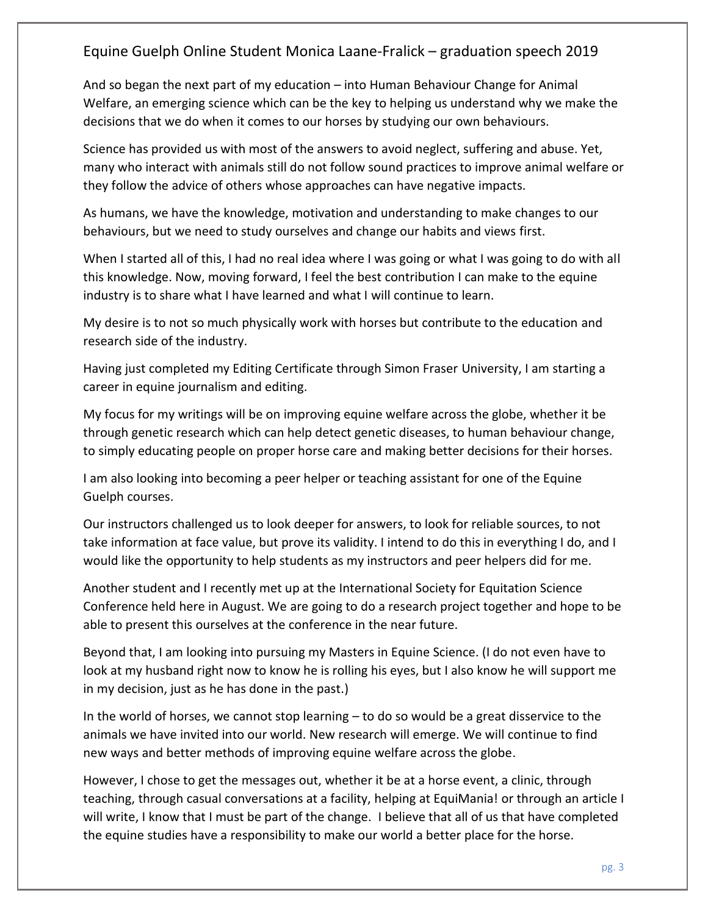Equine Guelph Online Student Monica Laane-Fralick – graduation speech 2019

And so began the next part of my education – into Human Behaviour Change for Animal Welfare, an emerging science which can be the key to helping us understand why we make the decisions that we do when it comes to our horses by studying our own behaviours.

Science has provided us with most of the answers to avoid neglect, suffering and abuse. Yet, many who interact with animals still do not follow sound practices to improve animal welfare or they follow the advice of others whose approaches can have negative impacts.

As humans, we have the knowledge, motivation and understanding to make changes to our behaviours, but we need to study ourselves and change our habits and views first.

When I started all of this, I had no real idea where I was going or what I was going to do with all this knowledge. Now, moving forward, I feel the best contribution I can make to the equine industry is to share what I have learned and what I will continue to learn.

My desire is to not so much physically work with horses but contribute to the education and research side of the industry.

Having just completed my Editing Certificate through Simon Fraser University, I am starting a career in equine journalism and editing.

My focus for my writings will be on improving equine welfare across the globe, whether it be through genetic research which can help detect genetic diseases, to human behaviour change, to simply educating people on proper horse care and making better decisions for their horses.

I am also looking into becoming a peer helper or teaching assistant for one of the Equine Guelph courses.

Our instructors challenged us to look deeper for answers, to look for reliable sources, to not take information at face value, but prove its validity. I intend to do this in everything I do, and I would like the opportunity to help students as my instructors and peer helpers did for me.

Another student and I recently met up at the International Society for Equitation Science Conference held here in August. We are going to do a research project together and hope to be able to present this ourselves at the conference in the near future.

Beyond that, I am looking into pursuing my Masters in Equine Science. (I do not even have to look at my husband right now to know he is rolling his eyes, but I also know he will support me in my decision, just as he has done in the past.)

In the world of horses, we cannot stop learning – to do so would be a great disservice to the animals we have invited into our world. New research will emerge. We will continue to find new ways and better methods of improving equine welfare across the globe.

However, I chose to get the messages out, whether it be at a horse event, a clinic, through teaching, through casual conversations at a facility, helping at EquiMania! or through an article I will write, I know that I must be part of the change. I believe that all of us that have completed the equine studies have a responsibility to make our world a better place for the horse.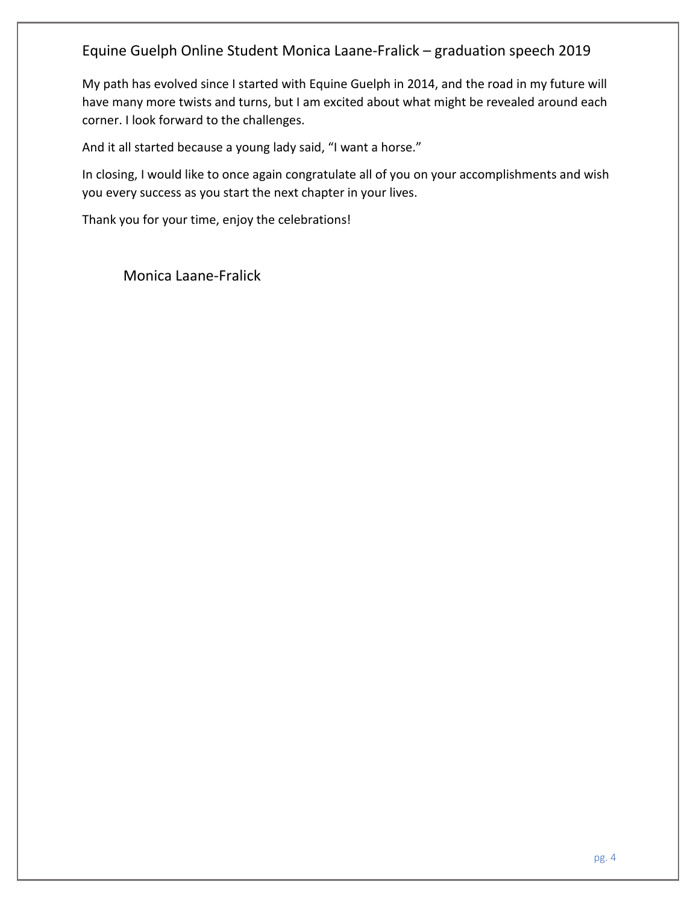My path has evolved since I started with Equine Guelph in 2014, and the road in my future will have many more twists and turns, but I am excited about what might be revealed around each corner. I look forward to the challenges.

And it all started because a young lady said, “I want a horse.”

In closing, I would like to once again congratulate all of you on your accomplishments and wish you every success as you start the next chapter in your lives.

Thank you for your time, enjoy the celebrations!

Monica Laane-Fralick